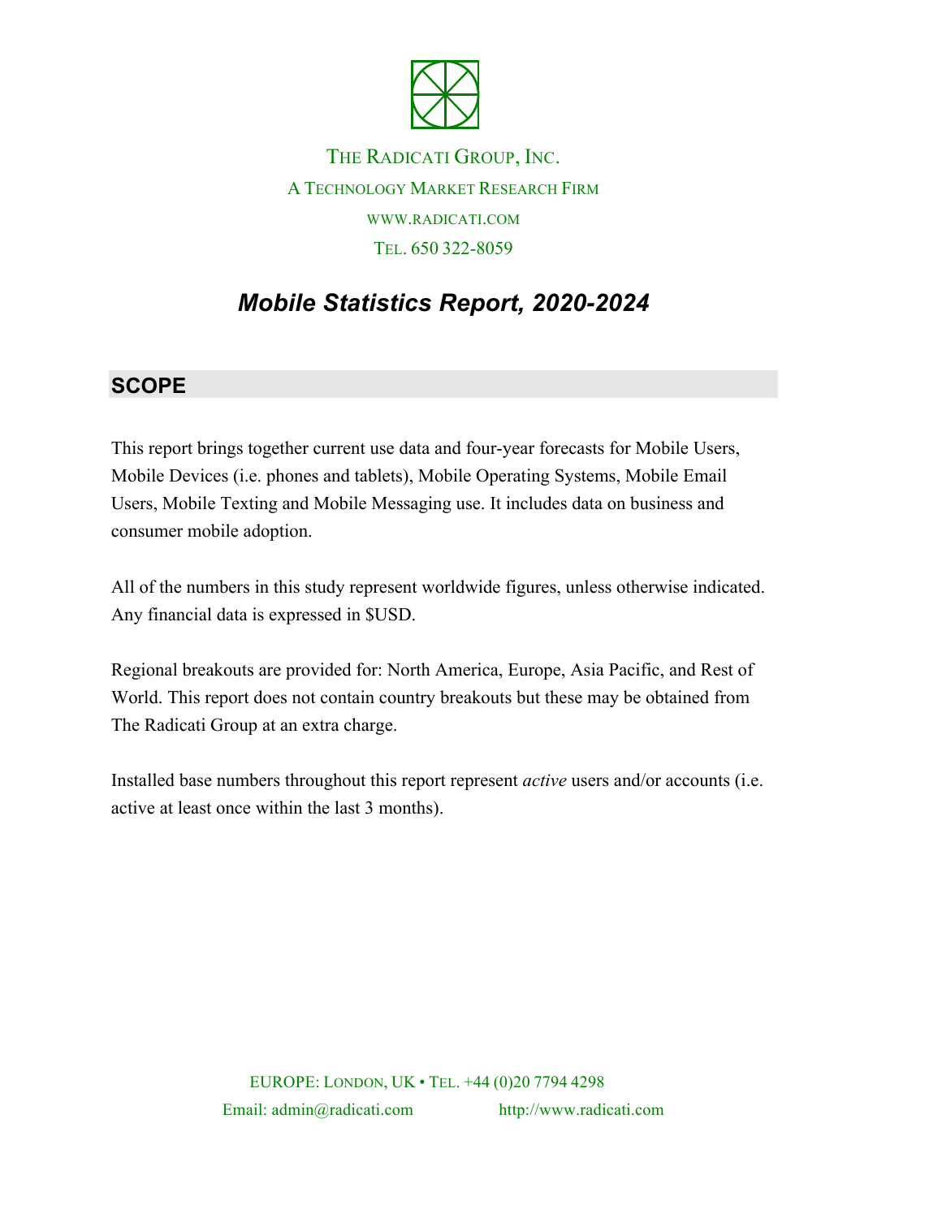THE RADICATI GROUP, INC.

A TECHNOLOGY MARKET RESEARCH FIRM

WWW.RADICATI.COM

TEL. 650 322-8059

# *Mobile Statistics Report, 2020-2024*

## SCOPE

This report brings together current use data and four-year forecasts for Mobile Users, Mobile Devices (i.e. phones and tablets), Mobile Operating Systems, Mobile Email Users, Mobile Texting and Mobile Messaging use. It includes data on business and consumer mobile adoption.

All of the numbers in this study represent worldwide figures, unless otherwise indicated. Any financial data is expressed in $USD.

Regional breakouts are provided for: North America, Europe, Asia Pacific, and Rest of World. This report does not contain country breakouts but these may be obtained from The Radicati Group at an extra charge.

Installed base numbers throughout this report represent *active* users and/or accounts (i.e. active at least once within the last 3 months).

EUROPE: LONDON, UK • TEL. +44 (0)20 7794 4298

Email: admin@radicati.com http://www.radicati.com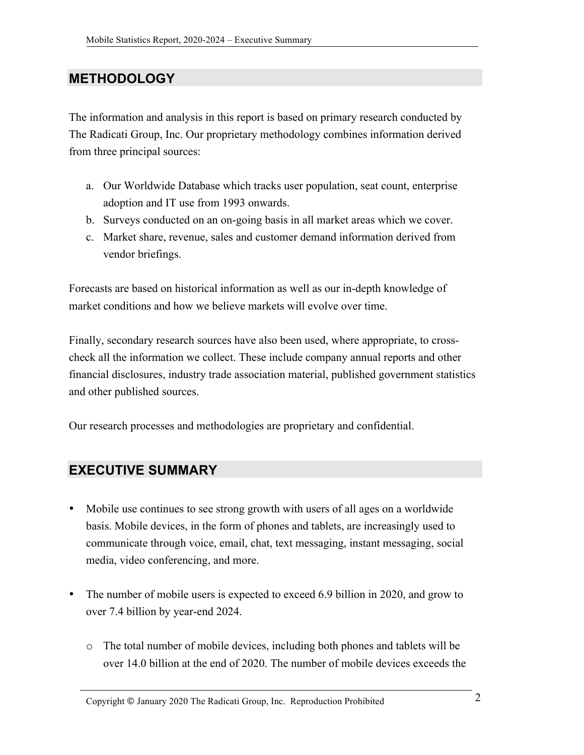## METHODOLOGY

The information and analysis in this report is based on primary research conducted by The Radicati Group, Inc. Our proprietary methodology combines information derived from three principal sources:

a. Our Worldwide Database which tracks user population, seat count, enterprise adoption and IT use from 1993 onwards.
b. Surveys conducted on an on-going basis in all market areas which we cover.
c. Market share, revenue, sales and customer demand information derived from vendor briefings.

Forecasts are based on historical information as well as our in-depth knowledge of market conditions and how we believe markets will evolve over time.

Finally, secondary research sources have also been used, where appropriate, to cross-check all the information we collect. These include company annual reports and other financial disclosures, industry trade association material, published government statistics and other published sources.

Our research processes and methodologies are proprietary and confidential.

## EXECUTIVE SUMMARY

- Mobile use continues to see strong growth with users of all ages on a worldwide basis. Mobile devices, in the form of phones and tablets, are increasingly used to communicate through voice, email, chat, text messaging, instant messaging, social media, video conferencing, and more.

- The number of mobile users is expected to exceed 6.9 billion in 2020, and grow to over 7.4 billion by year-end 2024.

  - The total number of mobile devices, including both phones and tablets will be over 14.0 billion at the end of 2020. The number of mobile devices exceeds the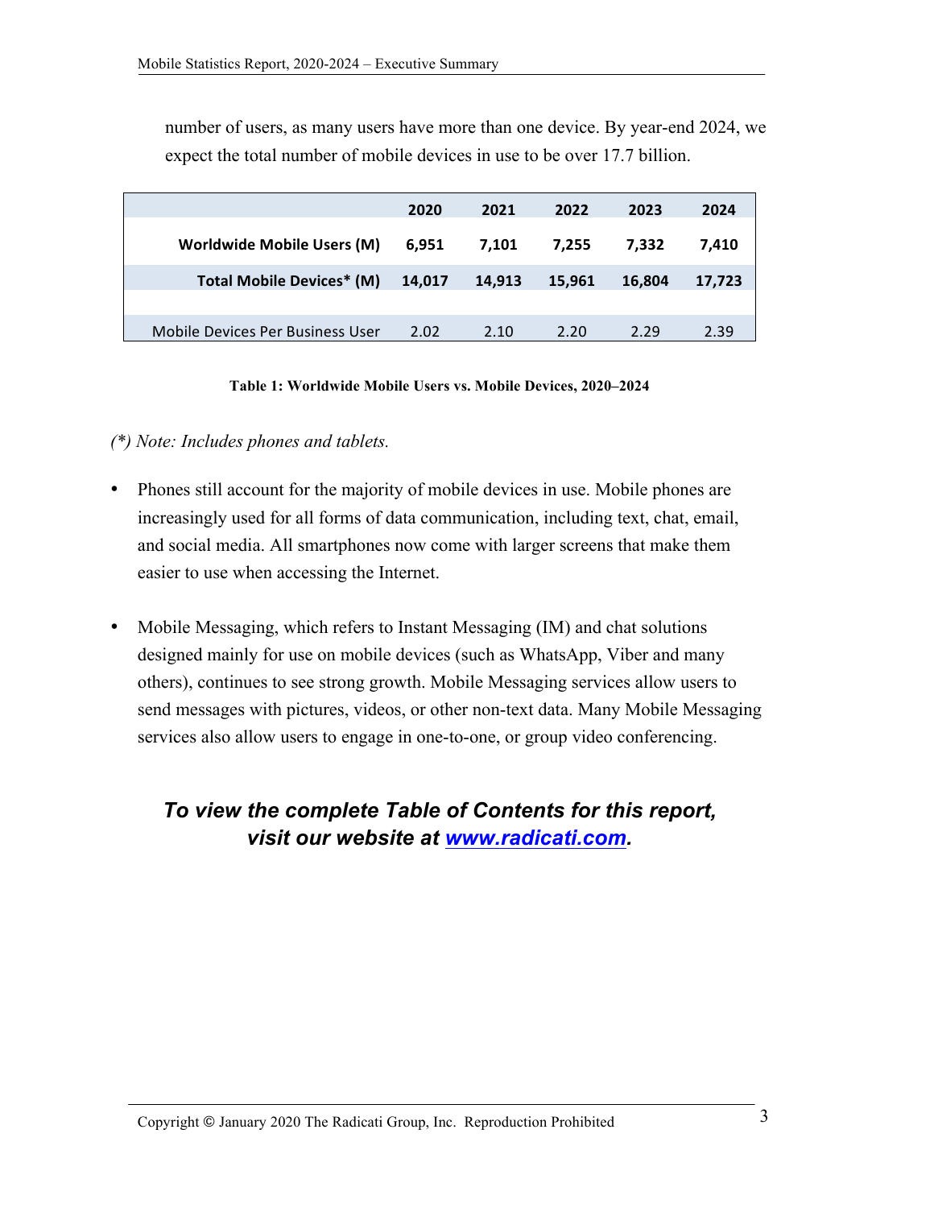number of users, as many users have more than one device. By year-end 2024, we expect the total number of mobile devices in use to be over 17.7 billion.

| | 2020 | 2021 | 2022 | 2023 | 2024 |
|---|---|---|---|---|---|
| **Worldwide Mobile Users (M)** | **6,951** | **7,101** | **7,255** | **7,332** | **7,410** |
| **Total Mobile Devices* (M)** | **14,017** | **14,913** | **15,961** | **16,804** | **17,723** |
| | | | | | |
| Mobile Devices Per Business User | 2.02 | 2.10 | 2.20 | 2.29 | 2.39 |

**Table 1: Worldwide Mobile Users vs. Mobile Devices, 2020–2024**

*(*) Note: Includes phones and tablets.*

- Phones still account for the majority of mobile devices in use. Mobile phones are increasingly used for all forms of data communication, including text, chat, email, and social media. All smartphones now come with larger screens that make them easier to use when accessing the Internet.

- Mobile Messaging, which refers to Instant Messaging (IM) and chat solutions designed mainly for use on mobile devices (such as WhatsApp, Viber and many others), continues to see strong growth. Mobile Messaging services allow users to send messages with pictures, videos, or other non-text data. Many Mobile Messaging services also allow users to engage in one-to-one, or group video conferencing.

***To view the complete Table of Contents for this report, visit our website at [www.radicati.com](http://www.radicati.com).***